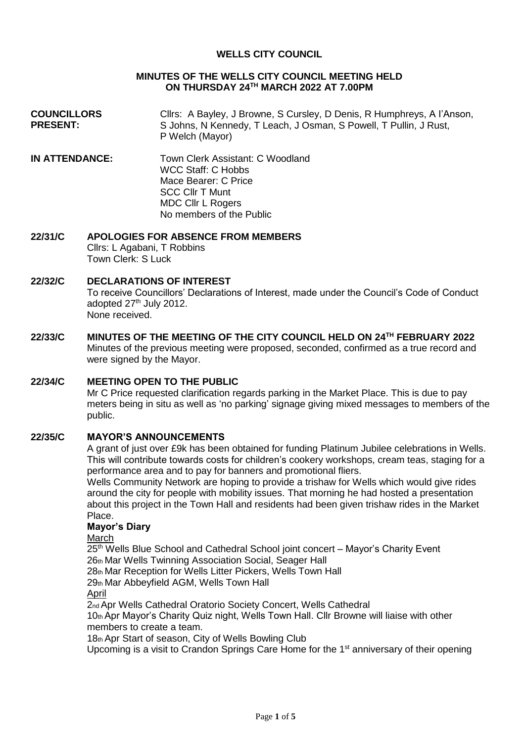# WELLS CITY COUNCIL

## MINUTES OF THE WELLS CITY COUNCIL MEETING HELD ON THURSDAY 24TH MARCH 2022 AT 7.00PM

**COUNCILLORS PRESENT:** Cllrs: A Bayley, J Browne, S Cursley, D Denis, R Humphreys, A I'Anson, S Johns, N Kennedy, T Leach, J Osman, S Powell, T Pullin, J Rust, P Welch (Mayor)

**IN ATTENDANCE:** Town Clerk Assistant: C Woodland
WCC Staff: C Hobbs
Mace Bearer: C Price
SCC Cllr T Munt
MDC Cllr L Rogers
No members of the Public

**22/31/C APOLOGIES FOR ABSENCE FROM MEMBERS**

Cllrs: L Agabani, T Robbins
Town Clerk: S Luck

**22/32/C DECLARATIONS OF INTEREST**

To receive Councillors' Declarations of Interest, made under the Council's Code of Conduct adopted 27th July 2012.
None received.

**22/33/C MINUTES OF THE MEETING OF THE CITY COUNCIL HELD ON 24TH FEBRUARY 2022**

Minutes of the previous meeting were proposed, seconded, confirmed as a true record and were signed by the Mayor.

**22/34/C MEETING OPEN TO THE PUBLIC**

Mr C Price requested clarification regards parking in the Market Place. This is due to pay meters being in situ as well as 'no parking' signage giving mixed messages to members of the public.

**22/35/C MAYOR'S ANNOUNCEMENTS**

A grant of just over £9k has been obtained for funding Platinum Jubilee celebrations in Wells. This will contribute towards costs for children's cookery workshops, cream teas, staging for a performance area and to pay for banners and promotional fliers.

Wells Community Network are hoping to provide a trishaw for Wells which would give rides around the city for people with mobility issues. That morning he had hosted a presentation about this project in the Town Hall and residents had been given trishaw rides in the Market Place.

**Mayor's Diary**

March

25th Wells Blue School and Cathedral School joint concert – Mayor's Charity Event
26th Mar Wells Twinning Association Social, Seager Hall
28th Mar Reception for Wells Litter Pickers, Wells Town Hall
29th Mar Abbeyfield AGM, Wells Town Hall

April

2nd Apr Wells Cathedral Oratorio Society Concert, Wells Cathedral
10th Apr Mayor's Charity Quiz night, Wells Town Hall. Cllr Browne will liaise with other members to create a team.
18th Apr Start of season, City of Wells Bowling Club
Upcoming is a visit to Crandon Springs Care Home for the 1st anniversary of their opening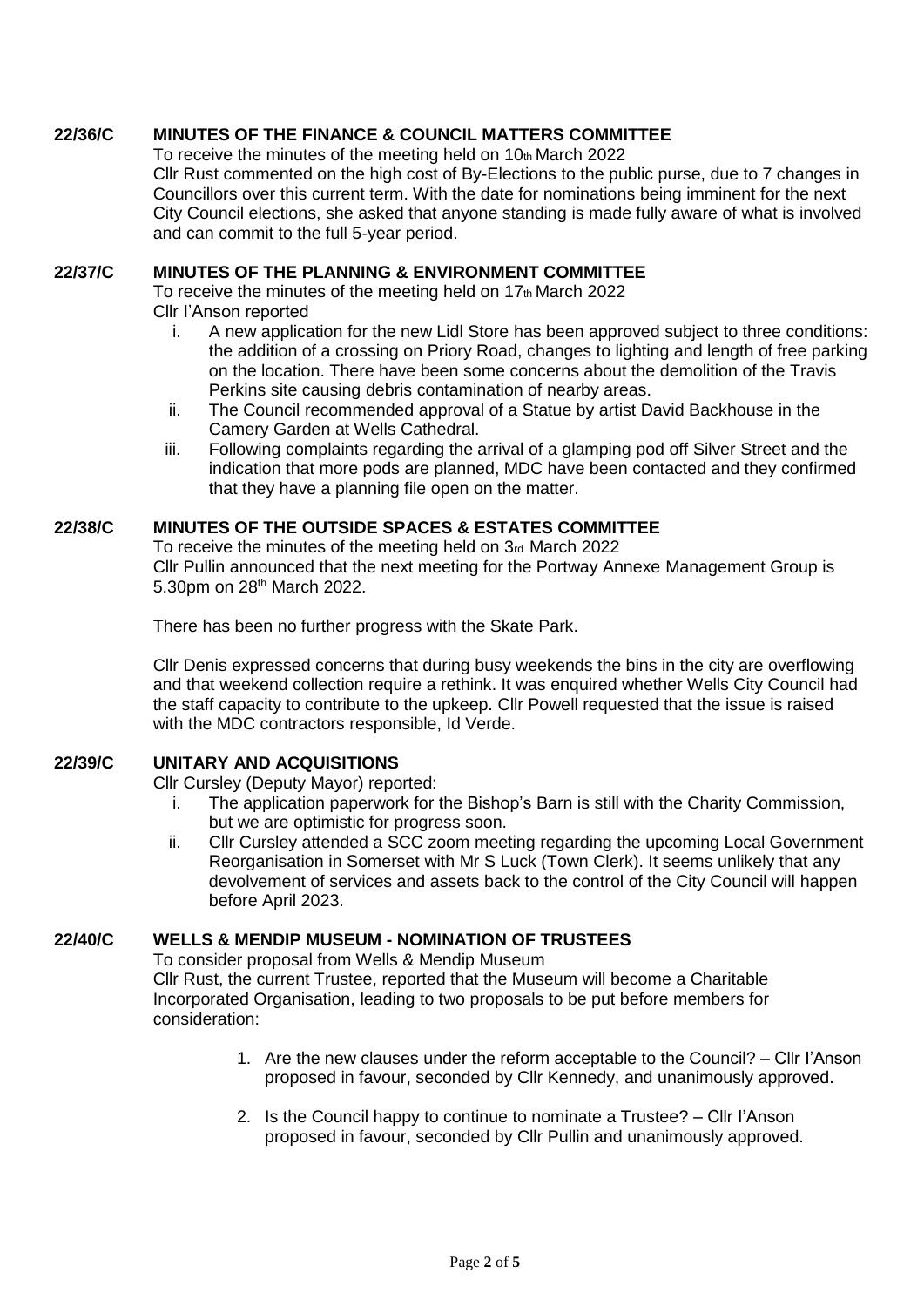## 22/36/C MINUTES OF THE FINANCE & COUNCIL MATTERS COMMITTEE

To receive the minutes of the meeting held on 10th March 2022

Cllr Rust commented on the high cost of By-Elections to the public purse, due to 7 changes in Councillors over this current term. With the date for nominations being imminent for the next City Council elections, she asked that anyone standing is made fully aware of what is involved and can commit to the full 5-year period.

## 22/37/C MINUTES OF THE PLANNING & ENVIRONMENT COMMITTEE

To receive the minutes of the meeting held on 17th March 2022

Cllr I'Anson reported

- i. A new application for the new Lidl Store has been approved subject to three conditions: the addition of a crossing on Priory Road, changes to lighting and length of free parking on the location. There have been some concerns about the demolition of the Travis Perkins site causing debris contamination of nearby areas.
- ii. The Council recommended approval of a Statue by artist David Backhouse in the Camery Garden at Wells Cathedral.
- iii. Following complaints regarding the arrival of a glamping pod off Silver Street and the indication that more pods are planned, MDC have been contacted and they confirmed that they have a planning file open on the matter.

## 22/38/C MINUTES OF THE OUTSIDE SPACES & ESTATES COMMITTEE

To receive the minutes of the meeting held on 3rd March 2022

Cllr Pullin announced that the next meeting for the Portway Annexe Management Group is 5.30pm on 28th March 2022.

There has been no further progress with the Skate Park.

Cllr Denis expressed concerns that during busy weekends the bins in the city are overflowing and that weekend collection require a rethink. It was enquired whether Wells City Council had the staff capacity to contribute to the upkeep. Cllr Powell requested that the issue is raised with the MDC contractors responsible, Id Verde.

## 22/39/C UNITARY AND ACQUISITIONS

Cllr Cursley (Deputy Mayor) reported:

- i. The application paperwork for the Bishop's Barn is still with the Charity Commission, but we are optimistic for progress soon.
- ii. Cllr Cursley attended a SCC zoom meeting regarding the upcoming Local Government Reorganisation in Somerset with Mr S Luck (Town Clerk). It seems unlikely that any devolvement of services and assets back to the control of the City Council will happen before April 2023.

## 22/40/C WELLS & MENDIP MUSEUM - NOMINATION OF TRUSTEES

To consider proposal from Wells & Mendip Museum

Cllr Rust, the current Trustee, reported that the Museum will become a Charitable Incorporated Organisation, leading to two proposals to be put before members for consideration:

1. Are the new clauses under the reform acceptable to the Council? – Cllr I'Anson proposed in favour, seconded by Cllr Kennedy, and unanimously approved.
2. Is the Council happy to continue to nominate a Trustee? – Cllr I'Anson proposed in favour, seconded by Cllr Pullin and unanimously approved.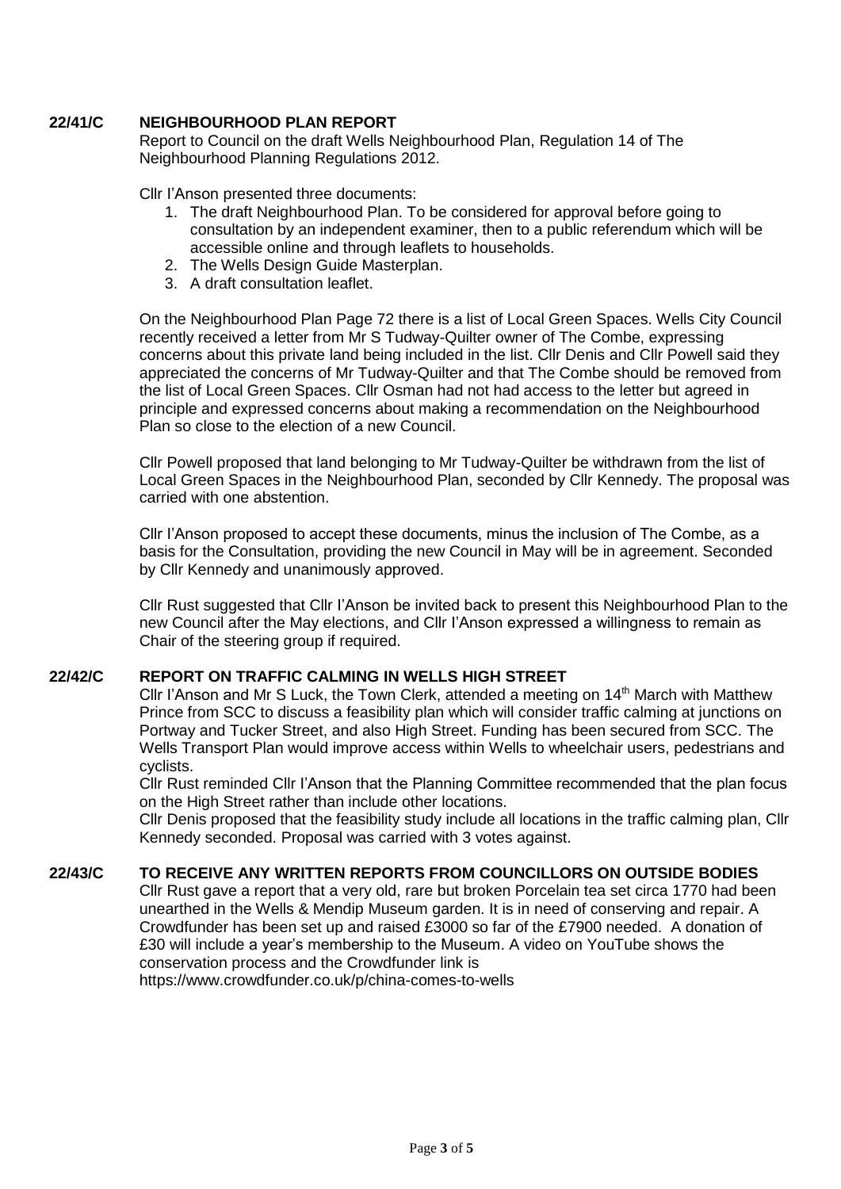## 22/41/C NEIGHBOURHOOD PLAN REPORT

Report to Council on the draft Wells Neighbourhood Plan, Regulation 14 of The Neighbourhood Planning Regulations 2012.

Cllr I'Anson presented three documents:

1. The draft Neighbourhood Plan. To be considered for approval before going to consultation by an independent examiner, then to a public referendum which will be accessible online and through leaflets to households.
2. The Wells Design Guide Masterplan.
3. A draft consultation leaflet.

On the Neighbourhood Plan Page 72 there is a list of Local Green Spaces. Wells City Council recently received a letter from Mr S Tudway-Quilter owner of The Combe, expressing concerns about this private land being included in the list. Cllr Denis and Cllr Powell said they appreciated the concerns of Mr Tudway-Quilter and that The Combe should be removed from the list of Local Green Spaces. Cllr Osman had not had access to the letter but agreed in principle and expressed concerns about making a recommendation on the Neighbourhood Plan so close to the election of a new Council.

Cllr Powell proposed that land belonging to Mr Tudway-Quilter be withdrawn from the list of Local Green Spaces in the Neighbourhood Plan, seconded by Cllr Kennedy. The proposal was carried with one abstention.

Cllr I'Anson proposed to accept these documents, minus the inclusion of The Combe, as a basis for the Consultation, providing the new Council in May will be in agreement. Seconded by Cllr Kennedy and unanimously approved.

Cllr Rust suggested that Cllr I'Anson be invited back to present this Neighbourhood Plan to the new Council after the May elections, and Cllr I'Anson expressed a willingness to remain as Chair of the steering group if required.

## 22/42/C REPORT ON TRAFFIC CALMING IN WELLS HIGH STREET

Cllr I'Anson and Mr S Luck, the Town Clerk, attended a meeting on 14th March with Matthew Prince from SCC to discuss a feasibility plan which will consider traffic calming at junctions on Portway and Tucker Street, and also High Street. Funding has been secured from SCC. The Wells Transport Plan would improve access within Wells to wheelchair users, pedestrians and cyclists.

Cllr Rust reminded Cllr I'Anson that the Planning Committee recommended that the plan focus on the High Street rather than include other locations.

Cllr Denis proposed that the feasibility study include all locations in the traffic calming plan, Cllr Kennedy seconded. Proposal was carried with 3 votes against.

## 22/43/C TO RECEIVE ANY WRITTEN REPORTS FROM COUNCILLORS ON OUTSIDE BODIES

Cllr Rust gave a report that a very old, rare but broken Porcelain tea set circa 1770 had been unearthed in the Wells & Mendip Museum garden. It is in need of conserving and repair. A Crowdfunder has been set up and raised £3000 so far of the £7900 needed. A donation of £30 will include a year's membership to the Museum. A video on YouTube shows the conservation process and the Crowdfunder link is https://www.crowdfunder.co.uk/p/china-comes-to-wells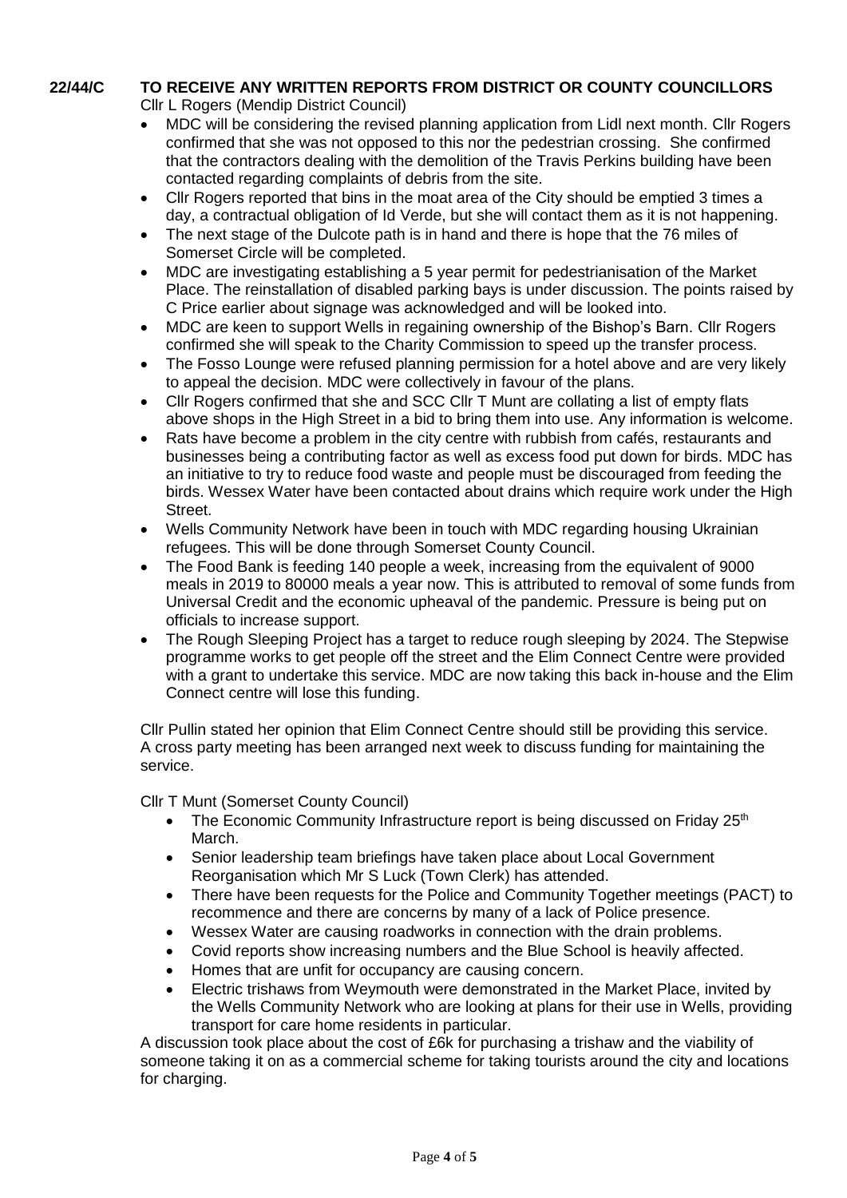**22/44/C TO RECEIVE ANY WRITTEN REPORTS FROM DISTRICT OR COUNTY COUNCILLORS**

Cllr L Rogers (Mendip District Council)

- MDC will be considering the revised planning application from Lidl next month. Cllr Rogers confirmed that she was not opposed to this nor the pedestrian crossing. She confirmed that the contractors dealing with the demolition of the Travis Perkins building have been contacted regarding complaints of debris from the site.
- Cllr Rogers reported that bins in the moat area of the City should be emptied 3 times a day, a contractual obligation of Id Verde, but she will contact them as it is not happening.
- The next stage of the Dulcote path is in hand and there is hope that the 76 miles of Somerset Circle will be completed.
- MDC are investigating establishing a 5 year permit for pedestrianisation of the Market Place. The reinstallation of disabled parking bays is under discussion. The points raised by C Price earlier about signage was acknowledged and will be looked into.
- MDC are keen to support Wells in regaining ownership of the Bishop's Barn. Cllr Rogers confirmed she will speak to the Charity Commission to speed up the transfer process.
- The Fosso Lounge were refused planning permission for a hotel above and are very likely to appeal the decision. MDC were collectively in favour of the plans.
- Cllr Rogers confirmed that she and SCC Cllr T Munt are collating a list of empty flats above shops in the High Street in a bid to bring them into use. Any information is welcome.
- Rats have become a problem in the city centre with rubbish from cafés, restaurants and businesses being a contributing factor as well as excess food put down for birds. MDC has an initiative to try to reduce food waste and people must be discouraged from feeding the birds. Wessex Water have been contacted about drains which require work under the High Street.
- Wells Community Network have been in touch with MDC regarding housing Ukrainian refugees. This will be done through Somerset County Council.
- The Food Bank is feeding 140 people a week, increasing from the equivalent of 9000 meals in 2019 to 80000 meals a year now. This is attributed to removal of some funds from Universal Credit and the economic upheaval of the pandemic. Pressure is being put on officials to increase support.
- The Rough Sleeping Project has a target to reduce rough sleeping by 2024. The Stepwise programme works to get people off the street and the Elim Connect Centre were provided with a grant to undertake this service. MDC are now taking this back in-house and the Elim Connect centre will lose this funding.

Cllr Pullin stated her opinion that Elim Connect Centre should still be providing this service. A cross party meeting has been arranged next week to discuss funding for maintaining the service.

Cllr T Munt (Somerset County Council)

- The Economic Community Infrastructure report is being discussed on Friday 25th March.
- Senior leadership team briefings have taken place about Local Government Reorganisation which Mr S Luck (Town Clerk) has attended.
- There have been requests for the Police and Community Together meetings (PACT) to recommence and there are concerns by many of a lack of Police presence.
- Wessex Water are causing roadworks in connection with the drain problems.
- Covid reports show increasing numbers and the Blue School is heavily affected.
- Homes that are unfit for occupancy are causing concern.
- Electric trishaws from Weymouth were demonstrated in the Market Place, invited by the Wells Community Network who are looking at plans for their use in Wells, providing transport for care home residents in particular.

A discussion took place about the cost of £6k for purchasing a trishaw and the viability of someone taking it on as a commercial scheme for taking tourists around the city and locations for charging.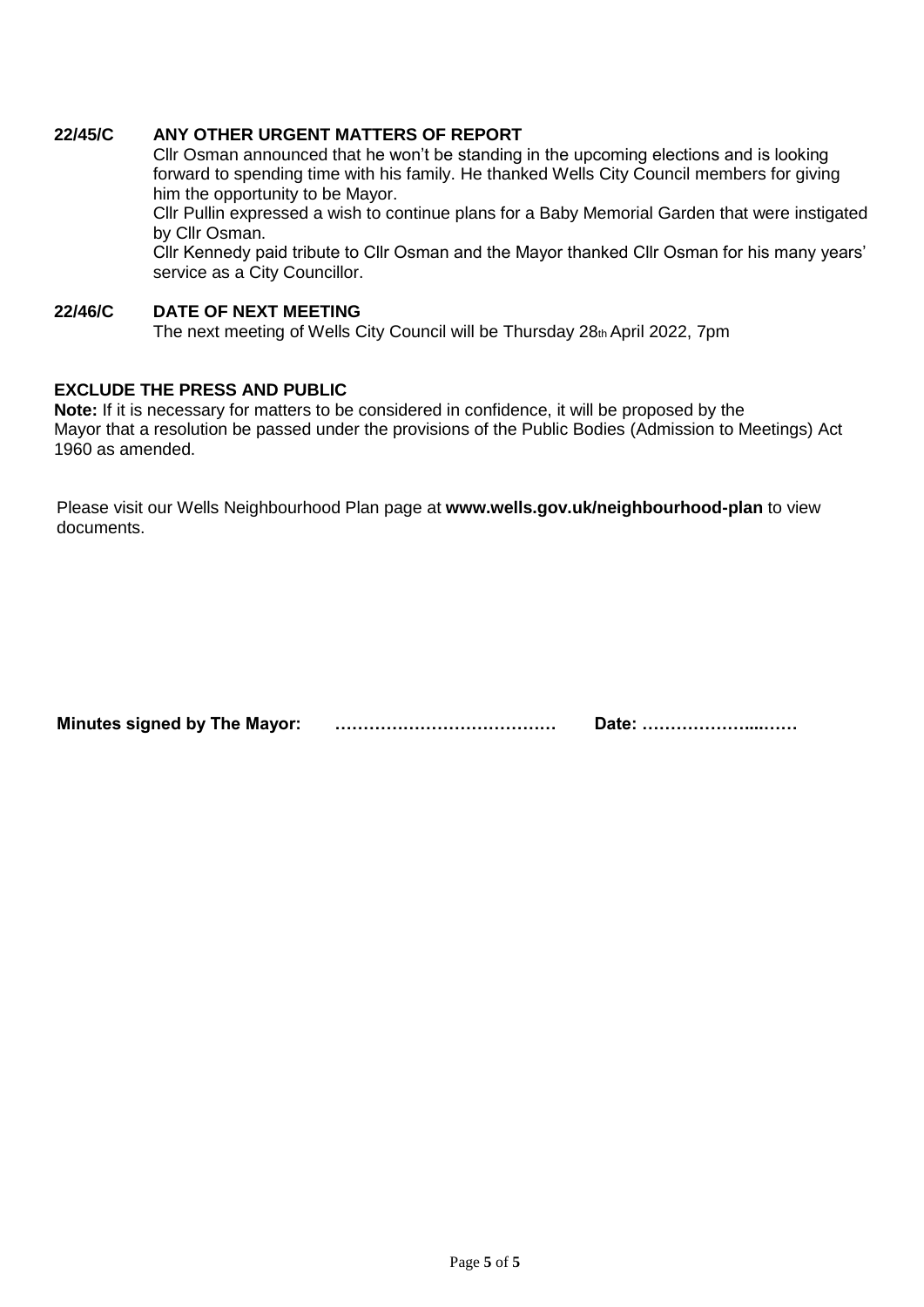**22/45/C ANY OTHER URGENT MATTERS OF REPORT**

Cllr Osman announced that he won't be standing in the upcoming elections and is looking forward to spending time with his family. He thanked Wells City Council members for giving him the opportunity to be Mayor.

Cllr Pullin expressed a wish to continue plans for a Baby Memorial Garden that were instigated by Cllr Osman.

Cllr Kennedy paid tribute to Cllr Osman and the Mayor thanked Cllr Osman for his many years' service as a City Councillor.

**22/46/C DATE OF NEXT MEETING**

The next meeting of Wells City Council will be Thursday 28th April 2022, 7pm

**EXCLUDE THE PRESS AND PUBLIC**

**Note:** If it is necessary for matters to be considered in confidence, it will be proposed by the Mayor that a resolution be passed under the provisions of the Public Bodies (Admission to Meetings) Act 1960 as amended.

Please visit our Wells Neighbourhood Plan page at **www.wells.gov.uk/neighbourhood-plan** to view documents.

**Minutes signed by The Mayor: ………………………………… Date: ………………...……**